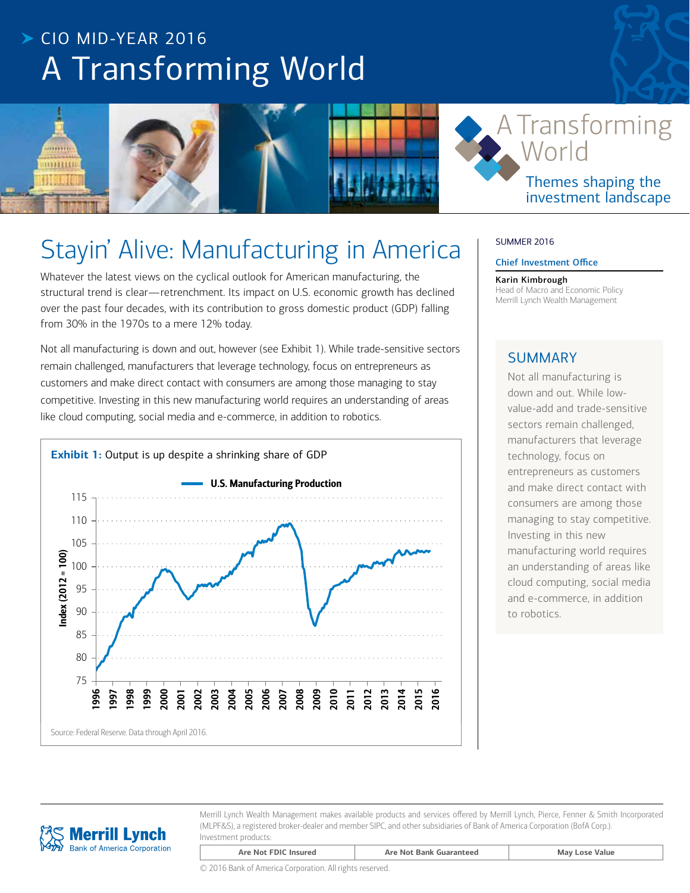CIO MID-YEAR 2016

# A Transforming World

A Transforming World

Themes shaping the investment landscape

## Stayin' Alive: Manufacturing in America

SUMMER 2016

**Chief Investment Office**

**Karin Kimbrough**
Head of Macro and Economic Policy
Merrill Lynch Wealth Management

Whatever the latest views on the cyclical outlook for American manufacturing, the structural trend is clear—retrenchment. Its impact on U.S. economic growth has declined over the past four decades, with its contribution to gross domestic product (GDP) falling from 30% in the 1970s to a mere 12% today.

Not all manufacturing is down and out, however (see Exhibit 1). While trade-sensitive sectors remain challenged, manufacturers that leverage technology, focus on entrepreneurs as customers and make direct contact with consumers are among those managing to stay competitive. Investing in this new manufacturing world requires an understanding of areas like cloud computing, social media and e-commerce, in addition to robotics.

**Exhibit 1:** Output is up despite a shrinking share of GDP

U.S. Manufacturing Production

Index (2012 = 100)

Source: Federal Reserve. Data through April 2016.

### SUMMARY

Not all manufacturing is down and out. While low-value-add and trade-sensitive sectors remain challenged, manufacturers that leverage technology, focus on entrepreneurs as customers and make direct contact with consumers are among those managing to stay competitive. Investing in this new manufacturing world requires an understanding of areas like cloud computing, social media and e-commerce, in addition to robotics.

Merrill Lynch Wealth Management makes available products and services offered by Merrill Lynch, Pierce, Fenner & Smith Incorporated (MLPF&S), a registered broker-dealer and member SIPC, and other subsidiaries of Bank of America Corporation (BofA Corp.).

Investment products:

| Are Not FDIC Insured | Are Not Bank Guaranteed | May Lose Value |
|---|---|---|

© 2016 Bank of America Corporation. All rights reserved.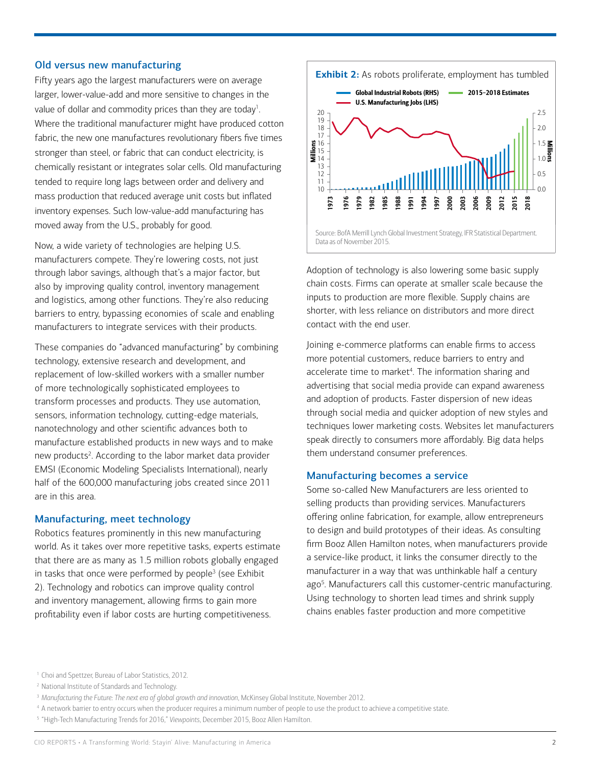## Old versus new manufacturing

Fifty years ago the largest manufacturers were on average larger, lower-value-add and more sensitive to changes in the value of dollar and commodity prices than they are today[1]. Where the traditional manufacturer might have produced cotton fabric, the new one manufactures revolutionary fibers five times stronger than steel, or fabric that can conduct electricity, is chemically resistant or integrates solar cells. Old manufacturing tended to require long lags between order and delivery and mass production that reduced average unit costs but inflated inventory expenses. Such low-value-add manufacturing has moved away from the U.S., probably for good.

Now, a wide variety of technologies are helping U.S. manufacturers compete. They're lowering costs, not just through labor savings, although that's a major factor, but also by improving quality control, inventory management and logistics, among other functions. They're also reducing barriers to entry, bypassing economies of scale and enabling manufacturers to integrate services with their products.

These companies do "advanced manufacturing" by combining technology, extensive research and development, and replacement of low-skilled workers with a smaller number of more technologically sophisticated employees to transform processes and products. They use automation, sensors, information technology, cutting-edge materials, nanotechnology and other scientific advances both to manufacture established products in new ways and to make new products[2]. According to the labor market data provider EMSI (Economic Modeling Specialists International), nearly half of the 600,000 manufacturing jobs created since 2011 are in this area.

## Manufacturing, meet technology

Robotics features prominently in this new manufacturing world. As it takes over more repetitive tasks, experts estimate that there are as many as 1.5 million robots globally engaged in tasks that once were performed by people[3] (see Exhibit 2). Technology and robotics can improve quality control and inventory management, allowing firms to gain more profitability even if labor costs are hurting competitiveness.

**Exhibit 2:** As robots proliferate, employment has tumbled

Source: BofA Merrill Lynch Global Investment Strategy, IFR Statistical Department. Data as of November 2015.

Adoption of technology is also lowering some basic supply chain costs. Firms can operate at smaller scale because the inputs to production are more flexible. Supply chains are shorter, with less reliance on distributors and more direct contact with the end user.

Joining e-commerce platforms can enable firms to access more potential customers, reduce barriers to entry and accelerate time to market[4]. The information sharing and advertising that social media provide can expand awareness and adoption of products. Faster dispersion of new ideas through social media and quicker adoption of new styles and techniques lower marketing costs. Websites let manufacturers speak directly to consumers more affordably. Big data helps them understand consumer preferences.

## Manufacturing becomes a service

Some so-called New Manufacturers are less oriented to selling products than providing services. Manufacturers offering online fabrication, for example, allow entrepreneurs to design and build prototypes of their ideas. As consulting firm Booz Allen Hamilton notes, when manufacturers provide a service-like product, it links the consumer directly to the manufacturer in a way that was unthinkable half a century ago[5]. Manufacturers call this customer-centric manufacturing. Using technology to shorten lead times and shrink supply chains enables faster production and more competitive

[1] Choi and Spettzer, Bureau of Labor Statistics, 2012.

[2] National Institute of Standards and Technology.

[3] *Manufacturing the Future: The next era of global growth and innovation*, McKinsey Global Institute, November 2012.

[4] A network barrier to entry occurs when the producer requires a minimum number of people to use the product to achieve a competitive state.

[5] "High-Tech Manufacturing Trends for 2016," *Viewpoints*, December 2015, Booz Allen Hamilton.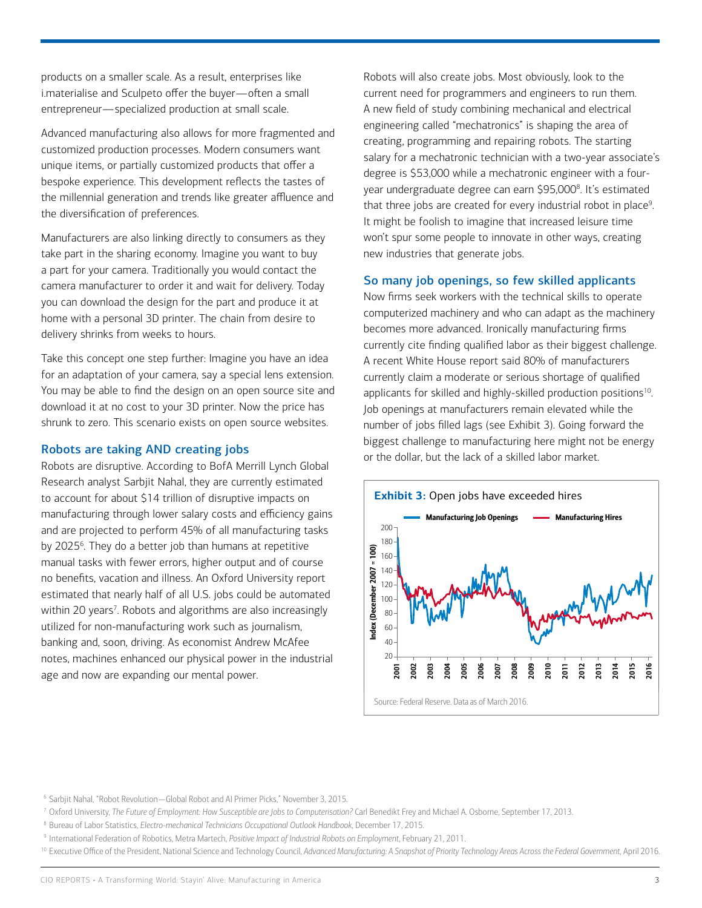products on a smaller scale. As a result, enterprises like i.materialise and Sculpeto offer the buyer—often a small entrepreneur—specialized production at small scale.

Advanced manufacturing also allows for more fragmented and customized production processes. Modern consumers want unique items, or partially customized products that offer a bespoke experience. This development reflects the tastes of the millennial generation and trends like greater affluence and the diversification of preferences.

Manufacturers are also linking directly to consumers as they take part in the sharing economy. Imagine you want to buy a part for your camera. Traditionally you would contact the camera manufacturer to order it and wait for delivery. Today you can download the design for the part and produce it at home with a personal 3D printer. The chain from desire to delivery shrinks from weeks to hours.

Take this concept one step further: Imagine you have an idea for an adaptation of your camera, say a special lens extension. You may be able to find the design on an open source site and download it at no cost to your 3D printer. Now the price has shrunk to zero. This scenario exists on open source websites.

## Robots are taking AND creating jobs

Robots are disruptive. According to BofA Merrill Lynch Global Research analyst Sarbjit Nahal, they are currently estimated to account for about $14 trillion of disruptive impacts on manufacturing through lower salary costs and efficiency gains and are projected to perform 45% of all manufacturing tasks by 2025[6]. They do a better job than humans at repetitive manual tasks with fewer errors, higher output and of course no benefits, vacation and illness. An Oxford University report estimated that nearly half of all U.S. jobs could be automated within 20 years[7]. Robots and algorithms are also increasingly utilized for non-manufacturing work such as journalism, banking and, soon, driving. As economist Andrew McAfee notes, machines enhanced our physical power in the industrial age and now are expanding our mental power.

Robots will also create jobs. Most obviously, look to the current need for programmers and engineers to run them. A new field of study combining mechanical and electrical engineering called "mechatronics" is shaping the area of creating, programming and repairing robots. The starting salary for a mechatronic technician with a two-year associate's degree is $53,000 while a mechatronic engineer with a four-year undergraduate degree can earn $95,000[8]. It's estimated that three jobs are created for every industrial robot in place[9]. It might be foolish to imagine that increased leisure time won't spur some people to innovate in other ways, creating new industries that generate jobs.

## So many job openings, so few skilled applicants

Now firms seek workers with the technical skills to operate computerized machinery and who can adapt as the machinery becomes more advanced. Ironically manufacturing firms currently cite finding qualified labor as their biggest challenge. A recent White House report said 80% of manufacturers currently claim a moderate or serious shortage of qualified applicants for skilled and highly-skilled production positions[10]. Job openings at manufacturers remain elevated while the number of jobs filled lags (see Exhibit 3). Going forward the biggest challenge to manufacturing here might not be energy or the dollar, but the lack of a skilled labor market.

**Exhibit 3:** Open jobs have exceeded hires

Source: Federal Reserve. Data as of March 2016.

[6] Sarbjit Nahal, "Robot Revolution—Global Robot and AI Primer Picks," November 3, 2015.

[7] Oxford University, *The Future of Employment: How Susceptible are Jobs to Computerisation?* Carl Benedikt Frey and Michael A. Osborne, September 17, 2013.

[8] Bureau of Labor Statistics, *Electro-mechanical Technicians Occupational Outlook Handbook*, December 17, 2015.

[9] International Federation of Robotics, Metra Martech, *Positive Impact of Industrial Robots on Employment*, February 21, 2011.

[10] Executive Office of the President, National Science and Technology Council, *Advanced Manufacturing: A Snapshot of Priority Technology Areas Across the Federal Government*, April 2016.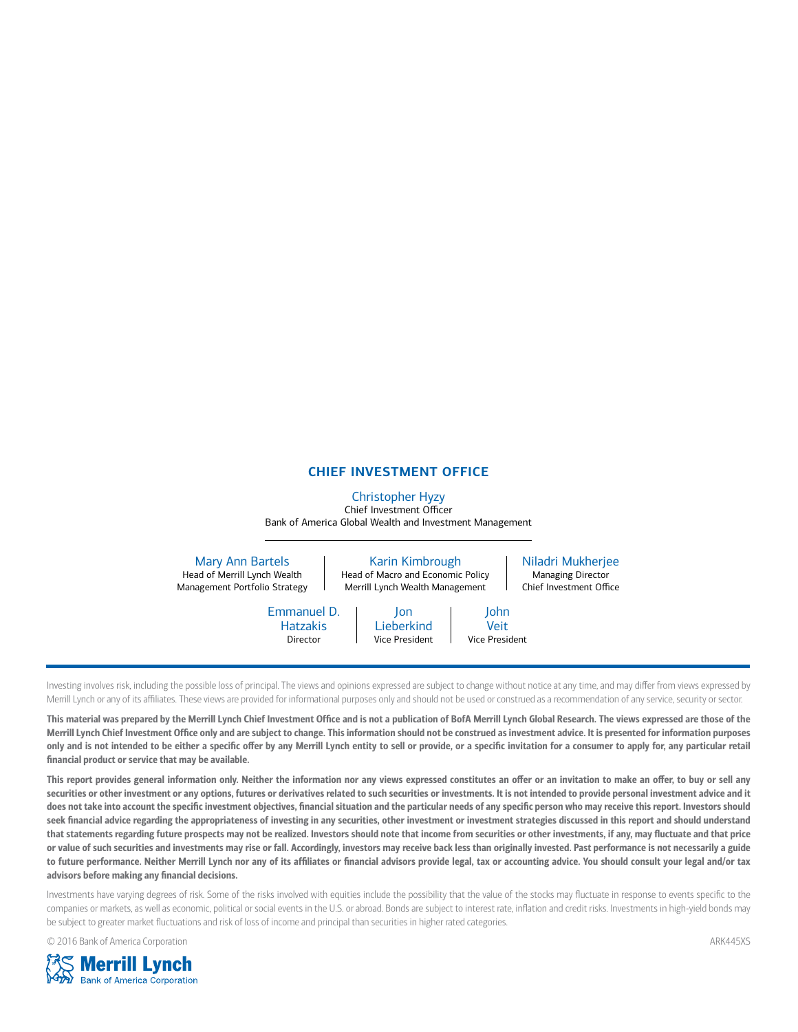## CHIEF INVESTMENT OFFICE

Christopher Hyzy
Chief Investment Officer
Bank of America Global Wealth and Investment Management

Mary Ann Bartels
Head of Merrill Lynch Wealth Management Portfolio Strategy

Karin Kimbrough
Head of Macro and Economic Policy
Merrill Lynch Wealth Management

Niladri Mukherjee
Managing Director
Chief Investment Office

Emmanuel D. Hatzakis
Director

Jon Lieberkind
Vice President

John Veit
Vice President

Investing involves risk, including the possible loss of principal. The views and opinions expressed are subject to change without notice at any time, and may differ from views expressed by Merrill Lynch or any of its affiliates. These views are provided for informational purposes only and should not be used or construed as a recommendation of any service, security or sector.

**This material was prepared by the Merrill Lynch Chief Investment Office and is not a publication of BofA Merrill Lynch Global Research. The views expressed are those of the Merrill Lynch Chief Investment Office only and are subject to change. This information should not be construed as investment advice. It is presented for information purposes only and is not intended to be either a specific offer by any Merrill Lynch entity to sell or provide, or a specific invitation for a consumer to apply for, any particular retail financial product or service that may be available.**

**This report provides general information only. Neither the information nor any views expressed constitutes an offer or an invitation to make an offer, to buy or sell any securities or other investment or any options, futures or derivatives related to such securities or investments. It is not intended to provide personal investment advice and it does not take into account the specific investment objectives, financial situation and the particular needs of any specific person who may receive this report. Investors should seek financial advice regarding the appropriateness of investing in any securities, other investment or investment strategies discussed in this report and should understand that statements regarding future prospects may not be realized. Investors should note that income from securities or other investments, if any, may fluctuate and that price or value of such securities and investments may rise or fall. Accordingly, investors may receive back less than originally invested. Past performance is not necessarily a guide to future performance. Neither Merrill Lynch nor any of its affiliates or financial advisors provide legal, tax or accounting advice. You should consult your legal and/or tax advisors before making any financial decisions.**

Investments have varying degrees of risk. Some of the risks involved with equities include the possibility that the value of the stocks may fluctuate in response to events specific to the companies or markets, as well as economic, political or social events in the U.S. or abroad. Bonds are subject to interest rate, inflation and credit risks. Investments in high-yield bonds may be subject to greater market fluctuations and risk of loss of income and principal than securities in higher rated categories.

© 2016 Bank of America Corporation

ARK445XS

Merrill Lynch
Bank of America Corporation